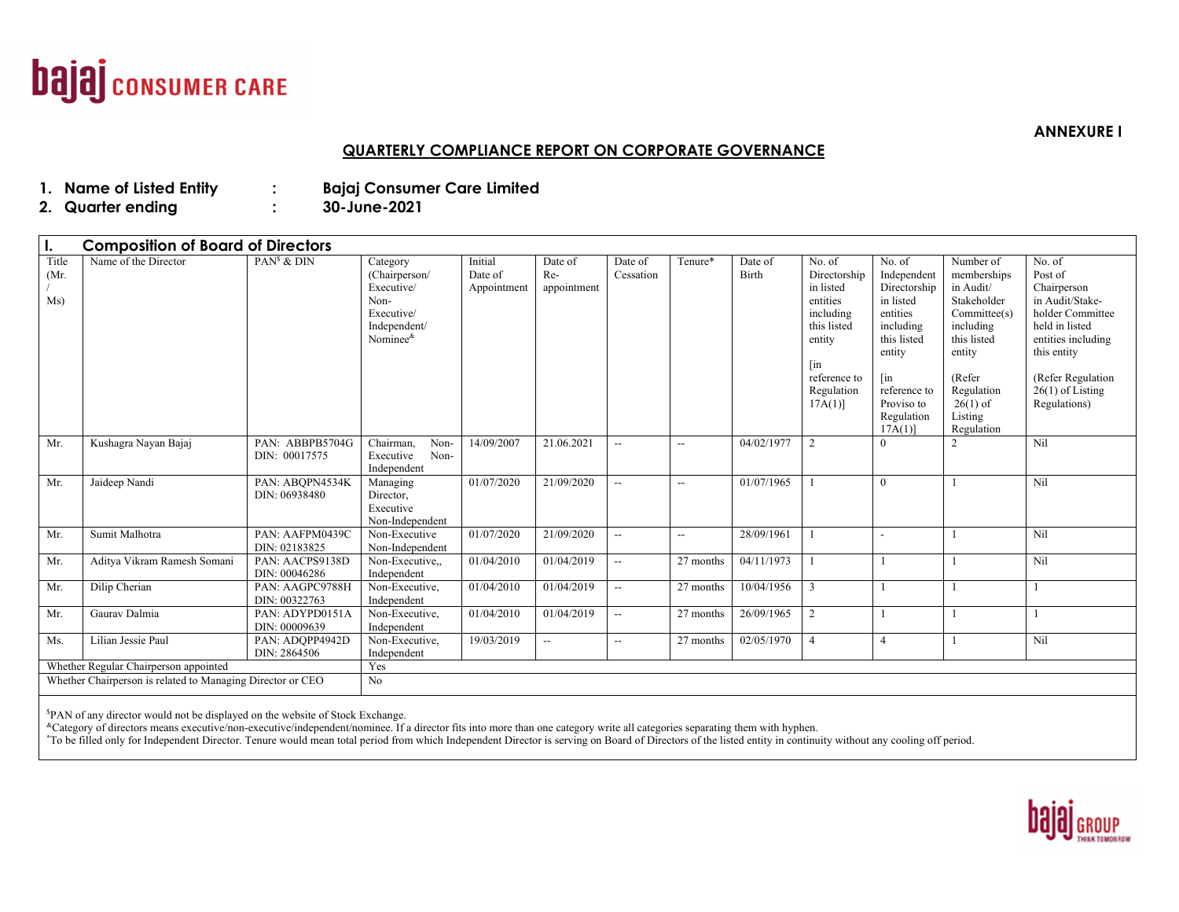**ANNEXURE I**

## QUARTERLY COMPLIANCE REPORT ON CORPORATE GOVERNANCE

1. **Name of Listed Entity : Bajaj Consumer Care Limited**
2. **Quarter ending : 30-June-2021**

### I. Composition of Board of Directors

| Title (Mr. / Ms) | Name of the Director | PAN[$] & DIN | Category (Chairperson/ Executive/ Non-Executive/ Independent/ Nominee[&] | Initial Date of Appointment | Date of Re-appointment | Date of Cessation | Tenure* | Date of Birth | No. of Directorship in listed entities including this listed entity [in reference to Regulation 17A(1)] | No. of Independent Directorship in listed entities including this listed entity [in reference to Proviso to Regulation 17A(1)] | Number of memberships in Audit/ Stakeholder Committee(s) including this listed entity (Refer Regulation 26(1) of Listing Regulation | No. of Post of Chairperson in Audit/Stake-holder Committee held in listed entities including this entity (Refer Regulation 26(1) of Listing Regulations) |
|---|---|---|---|---|---|---|---|---|---|---|---|---|
| Mr. | Kushagra Nayan Bajaj | PAN: ABBPB5704G DIN: 00017575 | Chairman, Non-Executive Non-Independent | 14/09/2007 | 21.06.2021 | -- | -- | 04/02/1977 | 2 | 0 | 2 | Nil |
| Mr. | Jaideep Nandi | PAN: ABQPN4534K DIN: 06938480 | Managing Director, Executive Non-Independent | 01/07/2020 | 21/09/2020 | -- | -- | 01/07/1965 | 1 | 0 | 1 | Nil |
| Mr. | Sumit Malhotra | PAN: AAFPM0439C DIN: 02183825 | Non-Executive Non-Independent | 01/07/2020 | 21/09/2020 | -- | -- | 28/09/1961 | 1 | - | 1 | Nil |
| Mr. | Aditya Vikram Ramesh Somani | PAN: AACPS9138D DIN: 00046286 | Non-Executive,, Independent | 01/04/2010 | 01/04/2019 | -- | 27 months | 04/11/1973 | 1 | 1 | 1 | Nil |
| Mr. | Dilip Cherian | PAN: AAGPC9788H DIN: 00322763 | Non-Executive, Independent | 01/04/2010 | 01/04/2019 | -- | 27 months | 10/04/1956 | 3 | 1 | 1 | 1 |
| Mr. | Gaurav Dalmia | PAN: ADYPD0151A DIN: 00009639 | Non-Executive, Independent | 01/04/2010 | 01/04/2019 | -- | 27 months | 26/09/1965 | 2 | 1 | 1 | 1 |
| Ms. | Lilian Jessie Paul | PAN: ADQPP4942D DIN: 2864506 | Non-Executive, Independent | 19/03/2019 | -- | -- | 27 months | 02/05/1970 | 4 | 4 | 1 | Nil |
| Whether Regular Chairperson appointed | | | Yes | | | | | | | | | |
| Whether Chairperson is related to Managing Director or CEO | | | No | | | | | | | | | |

[$]PAN of any director would not be displayed on the website of Stock Exchange.
[&]Category of directors means executive/non-executive/independent/nominee. If a director fits into more than one category write all categories separating them with hyphen.
*To be filled only for Independent Director. Tenure would mean total period from which Independent Director is serving on Board of Directors of the listed entity in continuity without any cooling off period.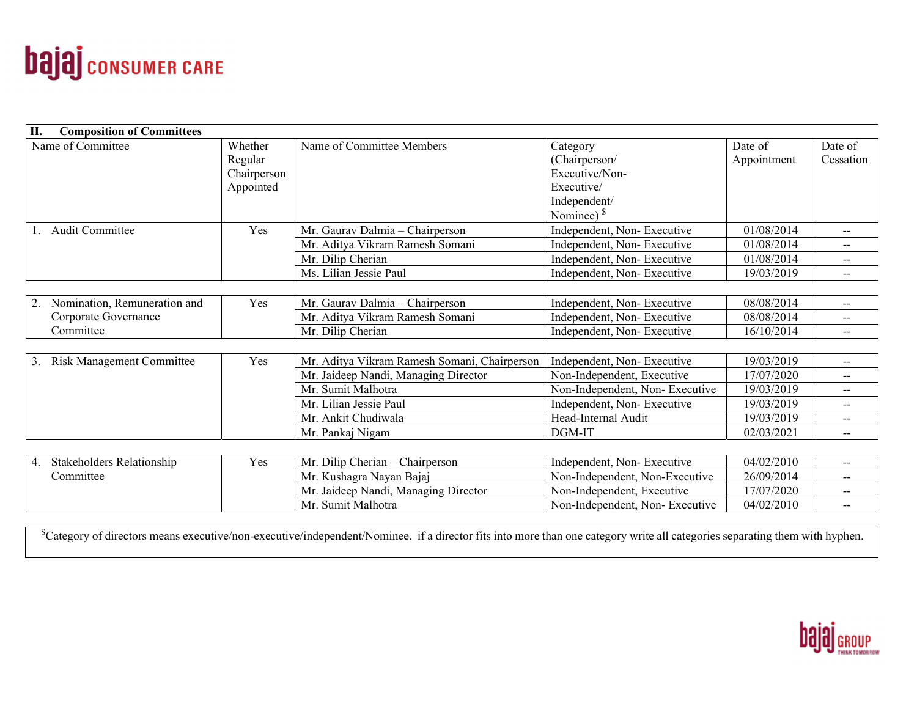## II. Composition of Committees

| Name of Committee | Whether Regular Chairperson Appointed | Name of Committee Members | Category (Chairperson/ Executive/Non-Executive/ Independent/ Nominee) $ | Date of Appointment | Date of Cessation |
|---|---|---|---|---|---|
| 1. Audit Committee | Yes | Mr. Gaurav Dalmia – Chairperson | Independent, Non- Executive | 01/08/2014 | -- |
| | | Mr. Aditya Vikram Ramesh Somani | Independent, Non- Executive | 01/08/2014 | -- |
| | | Mr. Dilip Cherian | Independent, Non- Executive | 01/08/2014 | -- |
| | | Ms. Lilian Jessie Paul | Independent, Non- Executive | 19/03/2019 | -- |
| 2. Nomination, Remuneration and Corporate Governance Committee | Yes | Mr. Gaurav Dalmia – Chairperson | Independent, Non- Executive | 08/08/2014 | -- |
| | | Mr. Aditya Vikram Ramesh Somani | Independent, Non- Executive | 08/08/2014 | -- |
| | | Mr. Dilip Cherian | Independent, Non- Executive | 16/10/2014 | -- |
| 3. Risk Management Committee | Yes | Mr. Aditya Vikram Ramesh Somani, Chairperson | Independent, Non- Executive | 19/03/2019 | -- |
| | | Mr. Jaideep Nandi, Managing Director | Non-Independent, Executive | 17/07/2020 | -- |
| | | Mr. Sumit Malhotra | Non-Independent, Non- Executive | 19/03/2019 | -- |
| | | Mr. Lilian Jessie Paul | Independent, Non- Executive | 19/03/2019 | -- |
| | | Mr. Ankit Chudiwala | Head-Internal Audit | 19/03/2019 | -- |
| | | Mr. Pankaj Nigam | DGM-IT | 02/03/2021 | -- |
| 4. Stakeholders Relationship Committee | Yes | Mr. Dilip Cherian – Chairperson | Independent, Non- Executive | 04/02/2010 | -- |
| | | Mr. Kushagra Nayan Bajaj | Non-Independent, Non-Executive | 26/09/2014 | -- |
| | | Mr. Jaideep Nandi, Managing Director | Non-Independent, Executive | 17/07/2020 | -- |
| | | Mr. Sumit Malhotra | Non-Independent, Non- Executive | 04/02/2010 | -- |

$Category of directors means executive/non-executive/independent/Nominee. if a director fits into more than one category write all categories separating them with hyphen.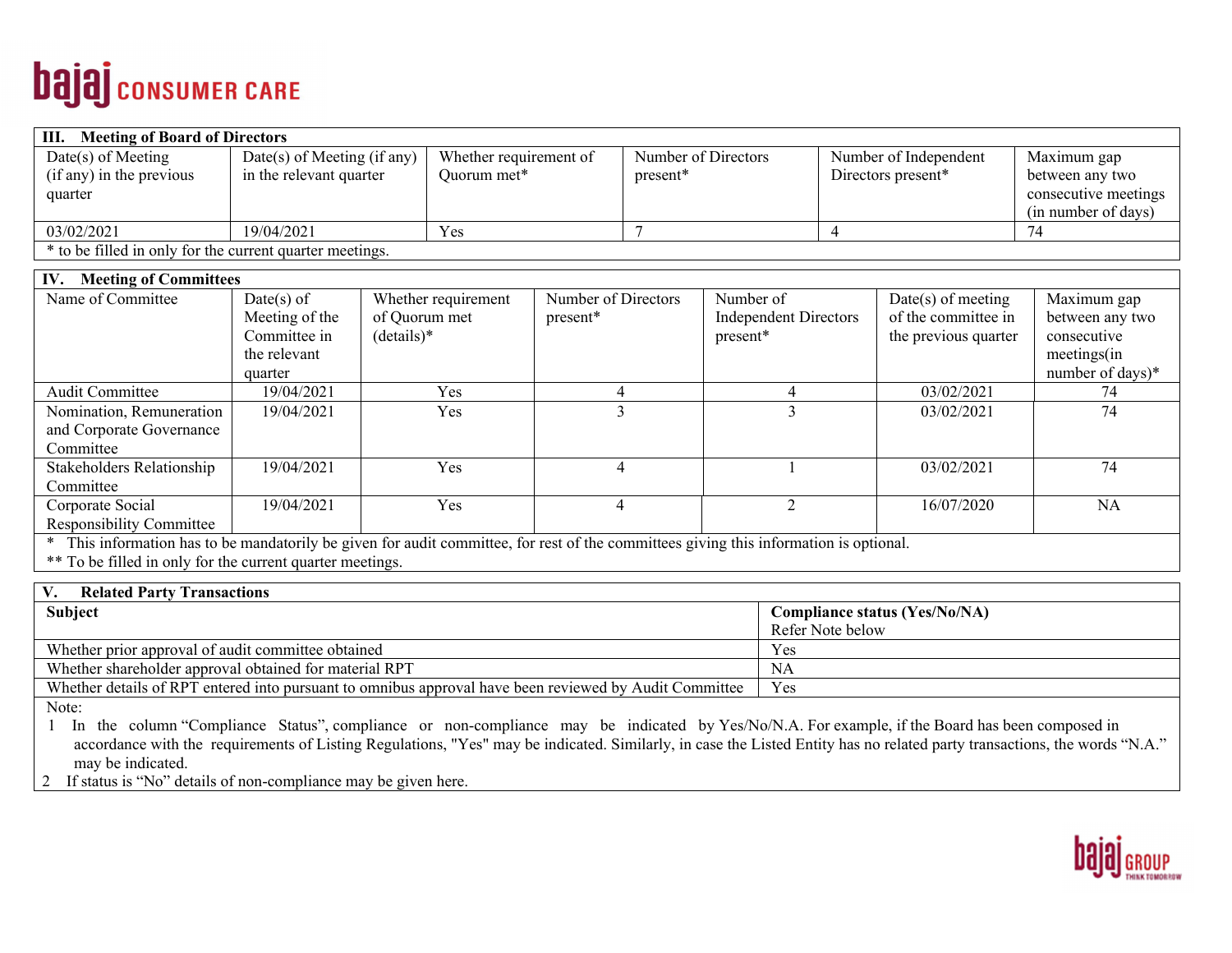## III. Meeting of Board of Directors

| Date(s) of Meeting (if any) in the previous quarter | Date(s) of Meeting (if any) in the relevant quarter | Whether requirement of Quorum met* | Number of Directors present* | Number of Independent Directors present* | Maximum gap between any two consecutive meetings (in number of days) |
|---|---|---|---|---|---|
| 03/02/2021 | 19/04/2021 | Yes | 7 | 4 | 74 |

\* to be filled in only for the current quarter meetings.

## IV. Meeting of Committees

| Name of Committee | Date(s) of Meeting of the Committee in the relevant quarter | Whether requirement of Quorum met (details)* | Number of Directors present* | Number of Independent Directors present* | Date(s) of meeting of the committee in the previous quarter | Maximum gap between any two consecutive meetings(in number of days)* |
|---|---|---|---|---|---|---|
| Audit Committee | 19/04/2021 | Yes | 4 | 4 | 03/02/2021 | 74 |
| Nomination, Remuneration and Corporate Governance Committee | 19/04/2021 | Yes | 3 | 3 | 03/02/2021 | 74 |
| Stakeholders Relationship Committee | 19/04/2021 | Yes | 4 | 1 | 03/02/2021 | 74 |
| Corporate Social Responsibility Committee | 19/04/2021 | Yes | 4 | 2 | 16/07/2020 | NA |

\* This information has to be mandatorily be given for audit committee, for rest of the committees giving this information is optional.

\*\* To be filled in only for the current quarter meetings.

## V. Related Party Transactions

| **Subject** | **Compliance status (Yes/No/NA)** Refer Note below |
|---|---|
| Whether prior approval of audit committee obtained | Yes |
| Whether shareholder approval obtained for material RPT | NA |
| Whether details of RPT entered into pursuant to omnibus approval have been reviewed by Audit Committee | Yes |

Note:

1. In the column "Compliance Status", compliance or non-compliance may be indicated by Yes/No/N.A. For example, if the Board has been composed in accordance with the requirements of Listing Regulations, "Yes" may be indicated. Similarly, in case the Listed Entity has no related party transactions, the words "N.A." may be indicated.
2. If status is "No" details of non-compliance may be given here.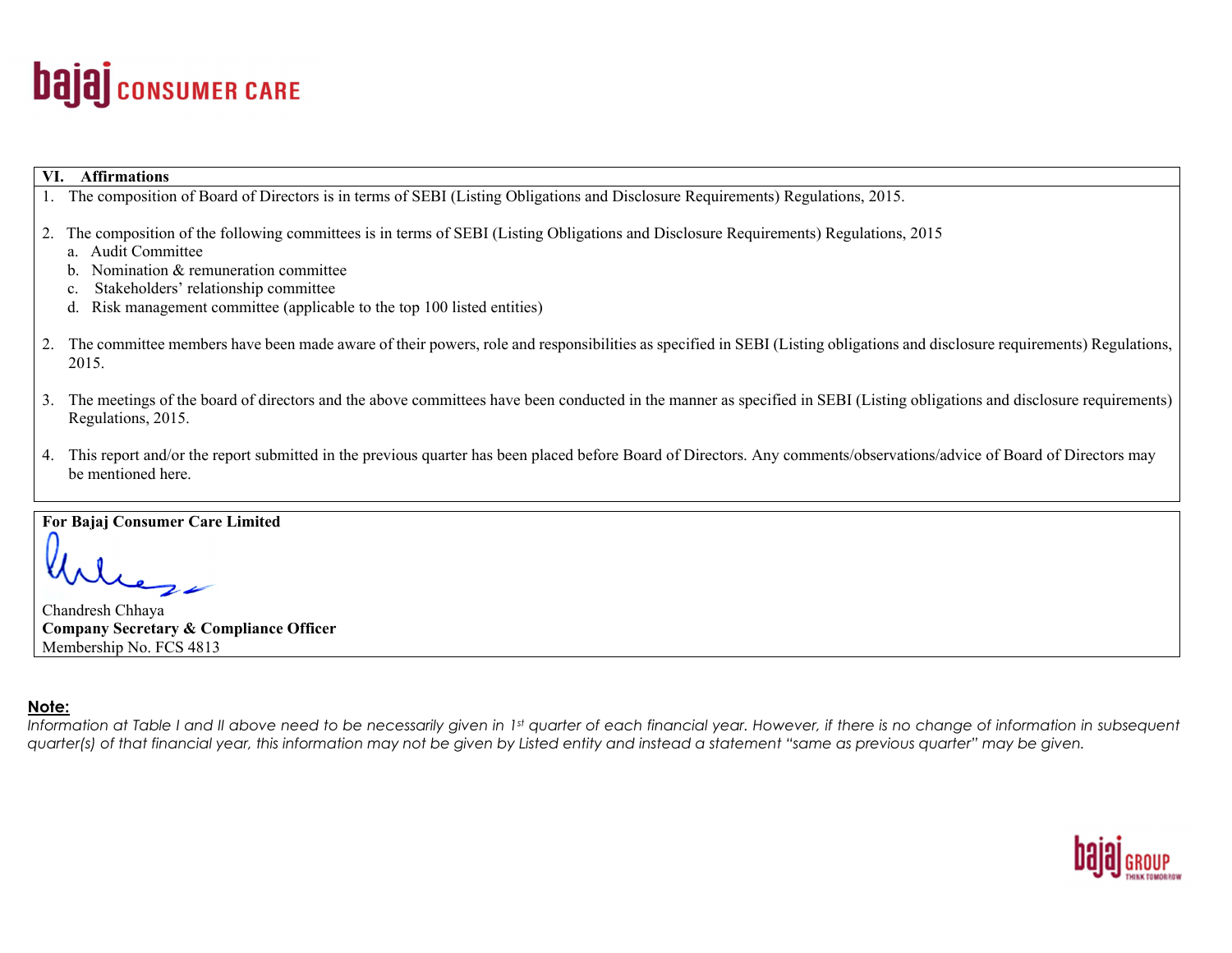### VI. Affirmations

1. The composition of Board of Directors is in terms of SEBI (Listing Obligations and Disclosure Requirements) Regulations, 2015.

2. The composition of the following committees is in terms of SEBI (Listing Obligations and Disclosure Requirements) Regulations, 2015
   a. Audit Committee
   b. Nomination & remuneration committee
   c. Stakeholders' relationship committee
   d. Risk management committee (applicable to the top 100 listed entities)

2. The committee members have been made aware of their powers, role and responsibilities as specified in SEBI (Listing obligations and disclosure requirements) Regulations, 2015.

3. The meetings of the board of directors and the above committees have been conducted in the manner as specified in SEBI (Listing obligations and disclosure requirements) Regulations, 2015.

4. This report and/or the report submitted in the previous quarter has been placed before Board of Directors. Any comments/observations/advice of Board of Directors may be mentioned here.

**For Bajaj Consumer Care Limited**

Chandresh Chhaya
**Company Secretary & Compliance Officer**
Membership No. FCS 4813

**Note:**
*Information at Table I and II above need to be necessarily given in 1st quarter of each financial year. However, if there is no change of information in subsequent quarter(s) of that financial year, this information may not be given by Listed entity and instead a statement "same as previous quarter" may be given.*